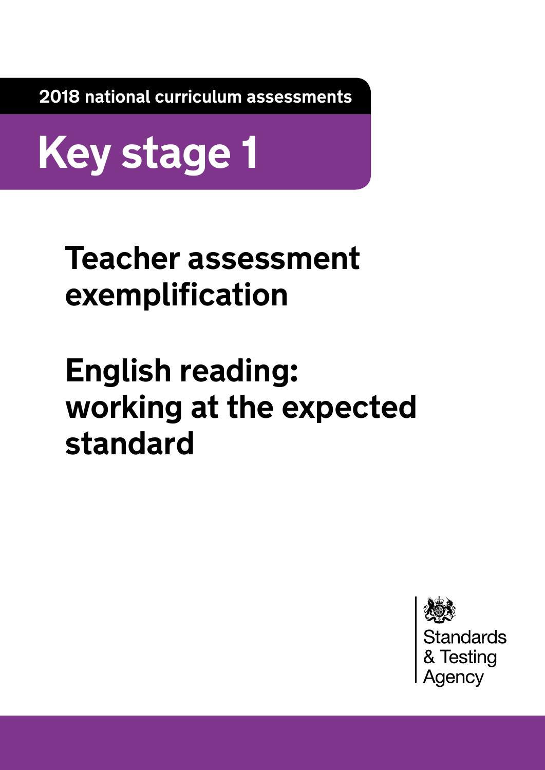2018 national curriculum assessments

# Key stage 1

## Teacher assessment exemplification

## English reading: working at the expected standard

Standards & Testing Agency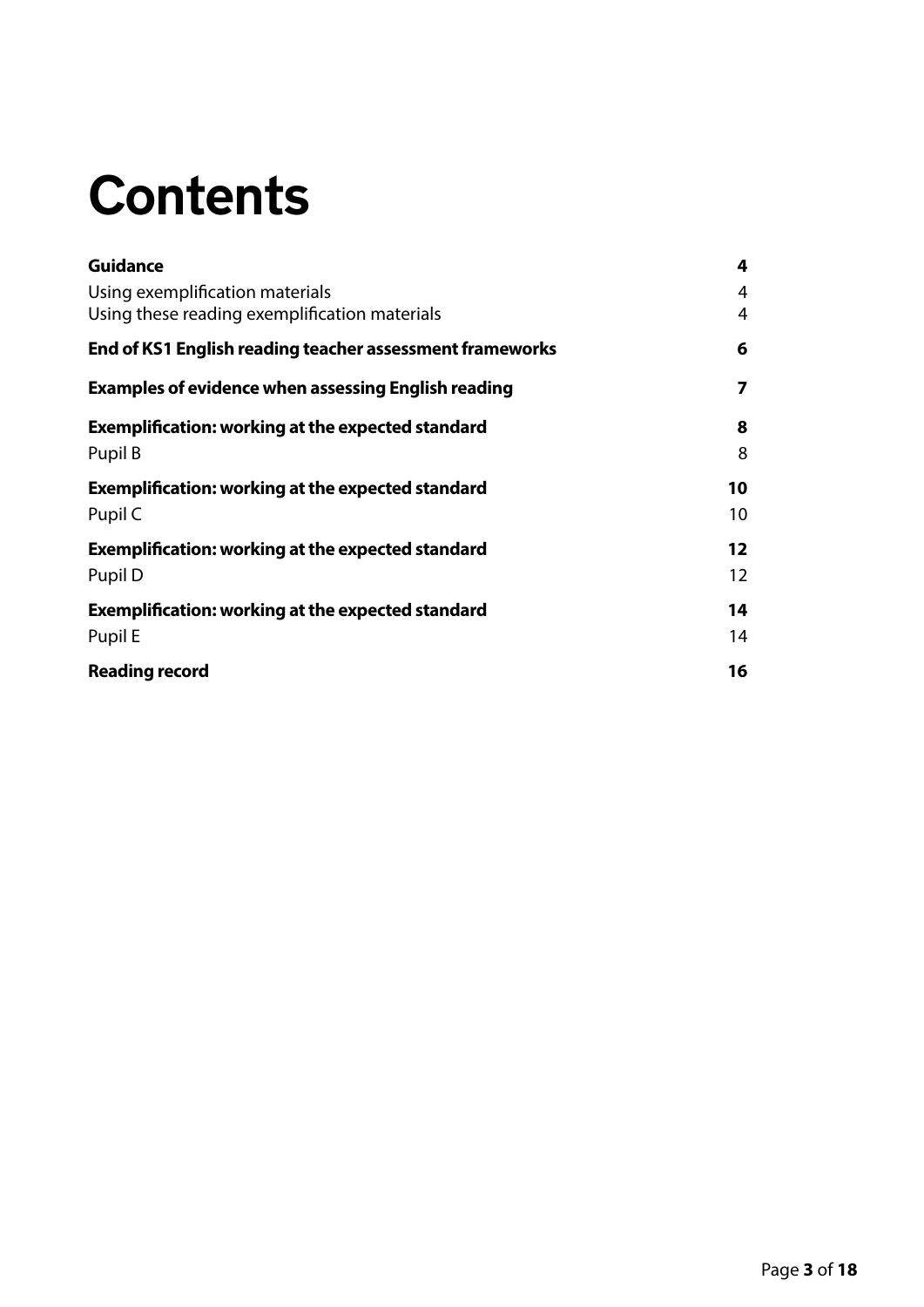# Contents

| | |
|---|---|
| **Guidance** | **4** |
| Using exemplification materials | 4 |
| Using these reading exemplification materials | 4 |
| **End of KS1 English reading teacher assessment frameworks** | **6** |
| **Examples of evidence when assessing English reading** | **7** |
| **Exemplification: working at the expected standard** | **8** |
| Pupil B | 8 |
| **Exemplification: working at the expected standard** | **10** |
| Pupil C | 10 |
| **Exemplification: working at the expected standard** | **12** |
| Pupil D | 12 |
| **Exemplification: working at the expected standard** | **14** |
| Pupil E | 14 |
| **Reading record** | **16** |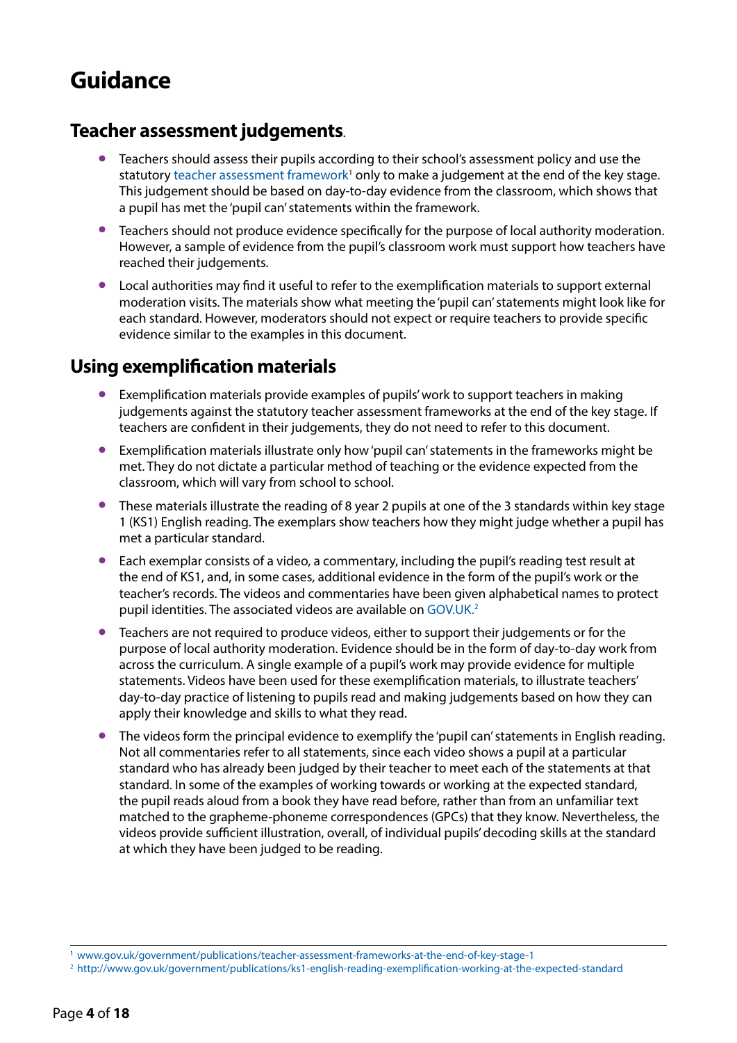# Guidance

## Teacher assessment judgements.

- Teachers should assess their pupils according to their school's assessment policy and use the statutory teacher assessment framework[1] only to make a judgement at the end of the key stage. This judgement should be based on day-to-day evidence from the classroom, which shows that a pupil has met the 'pupil can' statements within the framework.
- Teachers should not produce evidence specifically for the purpose of local authority moderation. However, a sample of evidence from the pupil's classroom work must support how teachers have reached their judgements.
- Local authorities may find it useful to refer to the exemplification materials to support external moderation visits. The materials show what meeting the 'pupil can' statements might look like for each standard. However, moderators should not expect or require teachers to provide specific evidence similar to the examples in this document.

## Using exemplification materials

- Exemplification materials provide examples of pupils' work to support teachers in making judgements against the statutory teacher assessment frameworks at the end of the key stage. If teachers are confident in their judgements, they do not need to refer to this document.
- Exemplification materials illustrate only how 'pupil can' statements in the frameworks might be met. They do not dictate a particular method of teaching or the evidence expected from the classroom, which will vary from school to school.
- These materials illustrate the reading of 8 year 2 pupils at one of the 3 standards within key stage 1 (KS1) English reading. The exemplars show teachers how they might judge whether a pupil has met a particular standard.
- Each exemplar consists of a video, a commentary, including the pupil's reading test result at the end of KS1, and, in some cases, additional evidence in the form of the pupil's work or the teacher's records. The videos and commentaries have been given alphabetical names to protect pupil identities. The associated videos are available on GOV.UK.[2]
- Teachers are not required to produce videos, either to support their judgements or for the purpose of local authority moderation. Evidence should be in the form of day-to-day work from across the curriculum. A single example of a pupil's work may provide evidence for multiple statements. Videos have been used for these exemplification materials, to illustrate teachers' day-to-day practice of listening to pupils read and making judgements based on how they can apply their knowledge and skills to what they read.
- The videos form the principal evidence to exemplify the 'pupil can' statements in English reading. Not all commentaries refer to all statements, since each video shows a pupil at a particular standard who has already been judged by their teacher to meet each of the statements at that standard. In some of the examples of working towards or working at the expected standard, the pupil reads aloud from a book they have read before, rather than from an unfamiliar text matched to the grapheme-phoneme correspondences (GPCs) that they know. Nevertheless, the videos provide sufficient illustration, overall, of individual pupils' decoding skills at the standard at which they have been judged to be reading.

---

[1] www.gov.uk/government/publications/teacher-assessment-frameworks-at-the-end-of-key-stage-1

[2] http://www.gov.uk/government/publications/ks1-english-reading-exemplification-working-at-the-expected-standard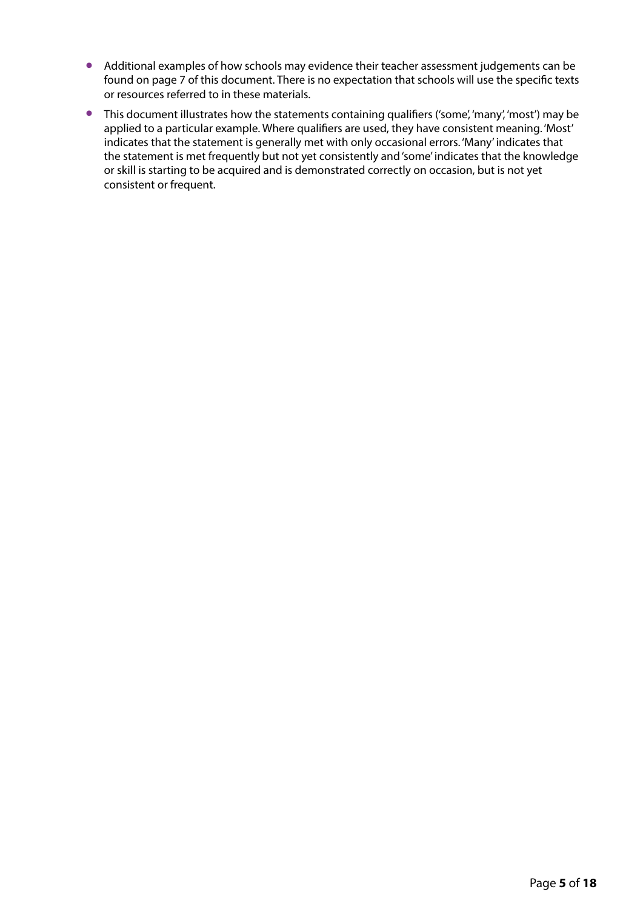- Additional examples of how schools may evidence their teacher assessment judgements can be found on page 7 of this document. There is no expectation that schools will use the specific texts or resources referred to in these materials.
- This document illustrates how the statements containing qualifiers ('some', 'many', 'most') may be applied to a particular example. Where qualifiers are used, they have consistent meaning. 'Most' indicates that the statement is generally met with only occasional errors. 'Many' indicates that the statement is met frequently but not yet consistently and 'some' indicates that the knowledge or skill is starting to be acquired and is demonstrated correctly on occasion, but is not yet consistent or frequent.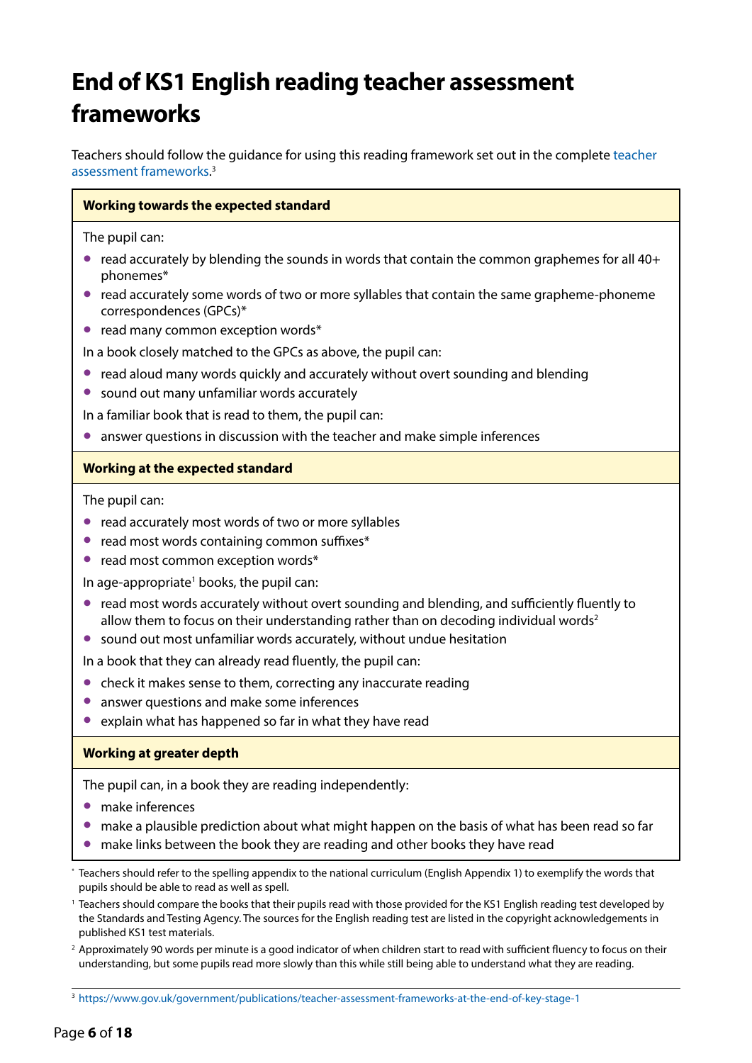# End of KS1 English reading teacher assessment frameworks

Teachers should follow the guidance for using this reading framework set out in the complete teacher assessment frameworks.[3]

**Working towards the expected standard**

The pupil can:

- read accurately by blending the sounds in words that contain the common graphemes for all 40+ phonemes*
- read accurately some words of two or more syllables that contain the same grapheme-phoneme correspondences (GPCs)*
- read many common exception words*

In a book closely matched to the GPCs as above, the pupil can:

- read aloud many words quickly and accurately without overt sounding and blending
- sound out many unfamiliar words accurately

In a familiar book that is read to them, the pupil can:

- answer questions in discussion with the teacher and make simple inferences

**Working at the expected standard**

The pupil can:

- read accurately most words of two or more syllables
- read most words containing common suffixes*
- read most common exception words*

In age-appropriate[1] books, the pupil can:

- read most words accurately without overt sounding and blending, and sufficiently fluently to allow them to focus on their understanding rather than on decoding individual words[2]
- sound out most unfamiliar words accurately, without undue hesitation

In a book that they can already read fluently, the pupil can:

- check it makes sense to them, correcting any inaccurate reading
- answer questions and make some inferences
- explain what has happened so far in what they have read

**Working at greater depth**

The pupil can, in a book they are reading independently:

- make inferences
- make a plausible prediction about what might happen on the basis of what has been read so far
- make links between the book they are reading and other books they have read

* Teachers should refer to the spelling appendix to the national curriculum (English Appendix 1) to exemplify the words that pupils should be able to read as well as spell.

[1] Teachers should compare the books that their pupils read with those provided for the KS1 English reading test developed by the Standards and Testing Agency. The sources for the English reading test are listed in the copyright acknowledgements in published KS1 test materials.

[2] Approximately 90 words per minute is a good indicator of when children start to read with sufficient fluency to focus on their understanding, but some pupils read more slowly than this while still being able to understand what they are reading.

[3] https://www.gov.uk/government/publications/teacher-assessment-frameworks-at-the-end-of-key-stage-1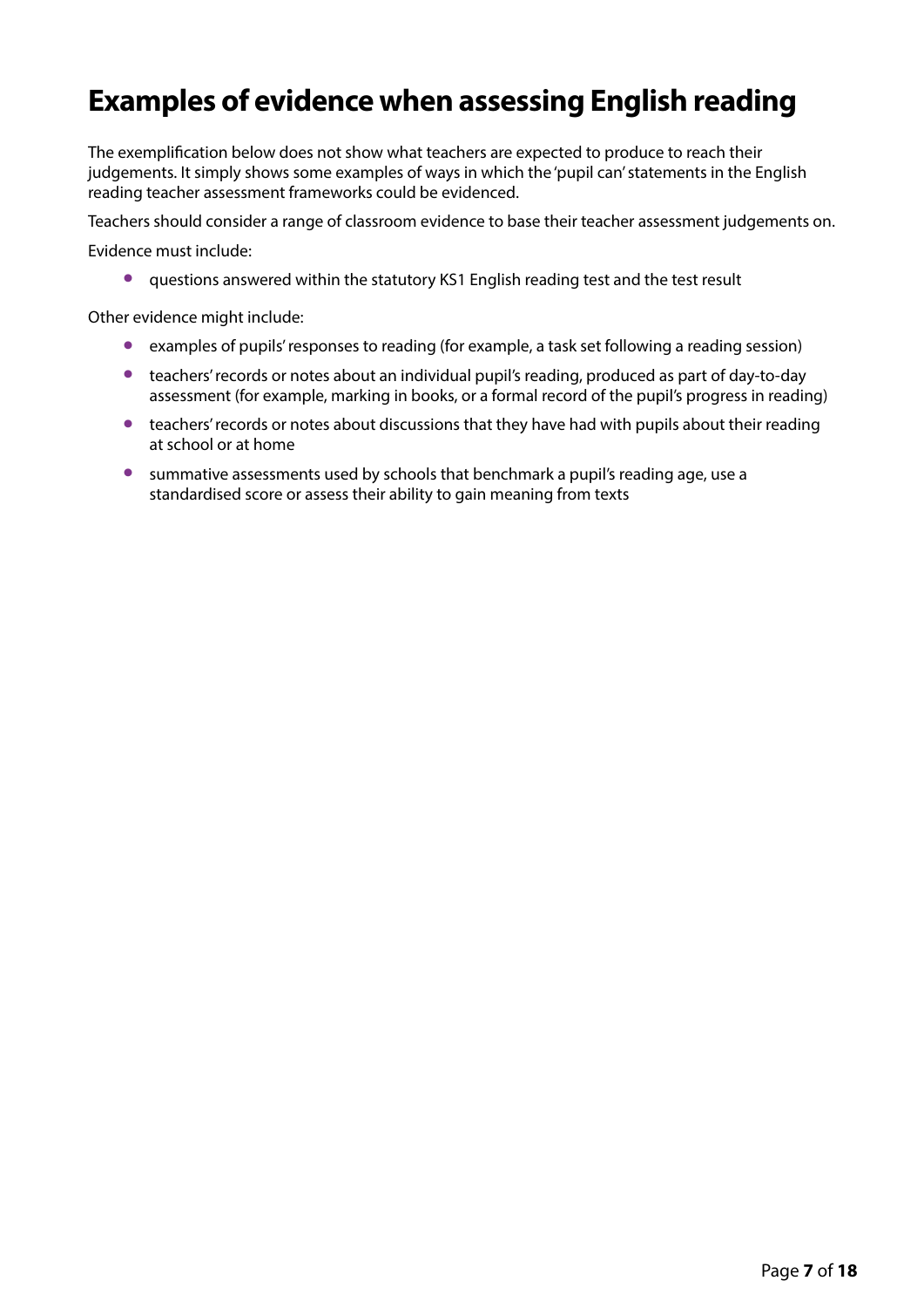# Examples of evidence when assessing English reading

The exemplification below does not show what teachers are expected to produce to reach their judgements. It simply shows some examples of ways in which the 'pupil can' statements in the English reading teacher assessment frameworks could be evidenced.

Teachers should consider a range of classroom evidence to base their teacher assessment judgements on.

Evidence must include:

- questions answered within the statutory KS1 English reading test and the test result

Other evidence might include:

- examples of pupils' responses to reading (for example, a task set following a reading session)
- teachers' records or notes about an individual pupil's reading, produced as part of day-to-day assessment (for example, marking in books, or a formal record of the pupil's progress in reading)
- teachers' records or notes about discussions that they have had with pupils about their reading at school or at home
- summative assessments used by schools that benchmark a pupil's reading age, use a standardised score or assess their ability to gain meaning from texts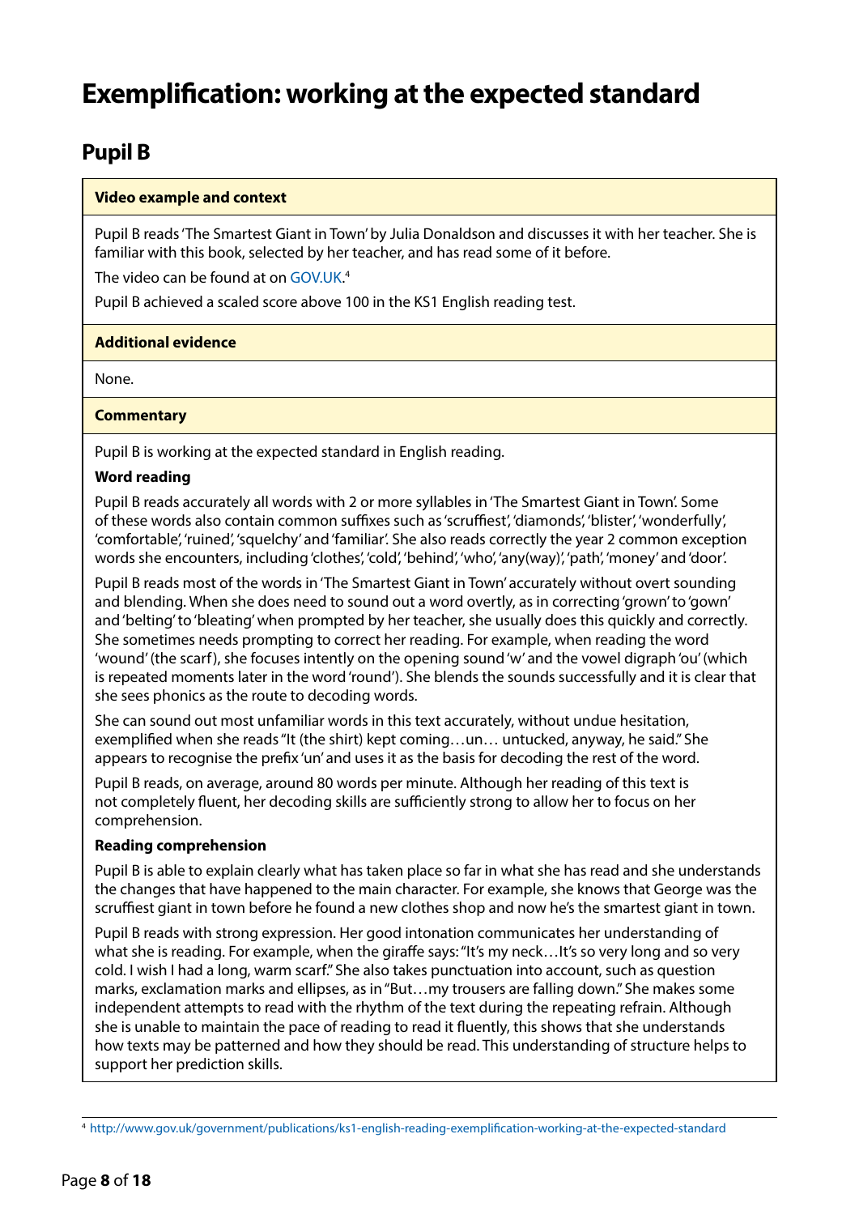# Exemplification: working at the expected standard

## Pupil B

**Video example and context**

Pupil B reads 'The Smartest Giant in Town' by Julia Donaldson and discusses it with her teacher. She is familiar with this book, selected by her teacher, and has read some of it before.

The video can be found at on GOV.UK.[4]

Pupil B achieved a scaled score above 100 in the KS1 English reading test.

**Additional evidence**

None.

**Commentary**

Pupil B is working at the expected standard in English reading.

**Word reading**

Pupil B reads accurately all words with 2 or more syllables in 'The Smartest Giant in Town'. Some of these words also contain common suffixes such as 'scruffiest', 'diamonds', 'blister', 'wonderfully', 'comfortable', 'ruined', 'squelchy' and 'familiar'. She also reads correctly the year 2 common exception words she encounters, including 'clothes', 'cold', 'behind', 'who', 'any(way)', 'path', 'money' and 'door'.

Pupil B reads most of the words in 'The Smartest Giant in Town' accurately without overt sounding and blending. When she does need to sound out a word overtly, as in correcting 'grown' to 'gown' and 'belting' to 'bleating' when prompted by her teacher, she usually does this quickly and correctly. She sometimes needs prompting to correct her reading. For example, when reading the word 'wound' (the scarf), she focuses intently on the opening sound 'w' and the vowel digraph 'ou' (which is repeated moments later in the word 'round'). She blends the sounds successfully and it is clear that she sees phonics as the route to decoding words.

She can sound out most unfamiliar words in this text accurately, without undue hesitation, exemplified when she reads "It (the shirt) kept coming…un… untucked, anyway, he said." She appears to recognise the prefix 'un' and uses it as the basis for decoding the rest of the word.

Pupil B reads, on average, around 80 words per minute. Although her reading of this text is not completely fluent, her decoding skills are sufficiently strong to allow her to focus on her comprehension.

**Reading comprehension**

Pupil B is able to explain clearly what has taken place so far in what she has read and she understands the changes that have happened to the main character. For example, she knows that George was the scruffiest giant in town before he found a new clothes shop and now he's the smartest giant in town.

Pupil B reads with strong expression. Her good intonation communicates her understanding of what she is reading. For example, when the giraffe says: "It's my neck…It's so very long and so very cold. I wish I had a long, warm scarf." She also takes punctuation into account, such as question marks, exclamation marks and ellipses, as in "But…my trousers are falling down." She makes some independent attempts to read with the rhythm of the text during the repeating refrain. Although she is unable to maintain the pace of reading to read it fluently, this shows that she understands how texts may be patterned and how they should be read. This understanding of structure helps to support her prediction skills.

---

[4] http://www.gov.uk/government/publications/ks1-english-reading-exemplification-working-at-the-expected-standard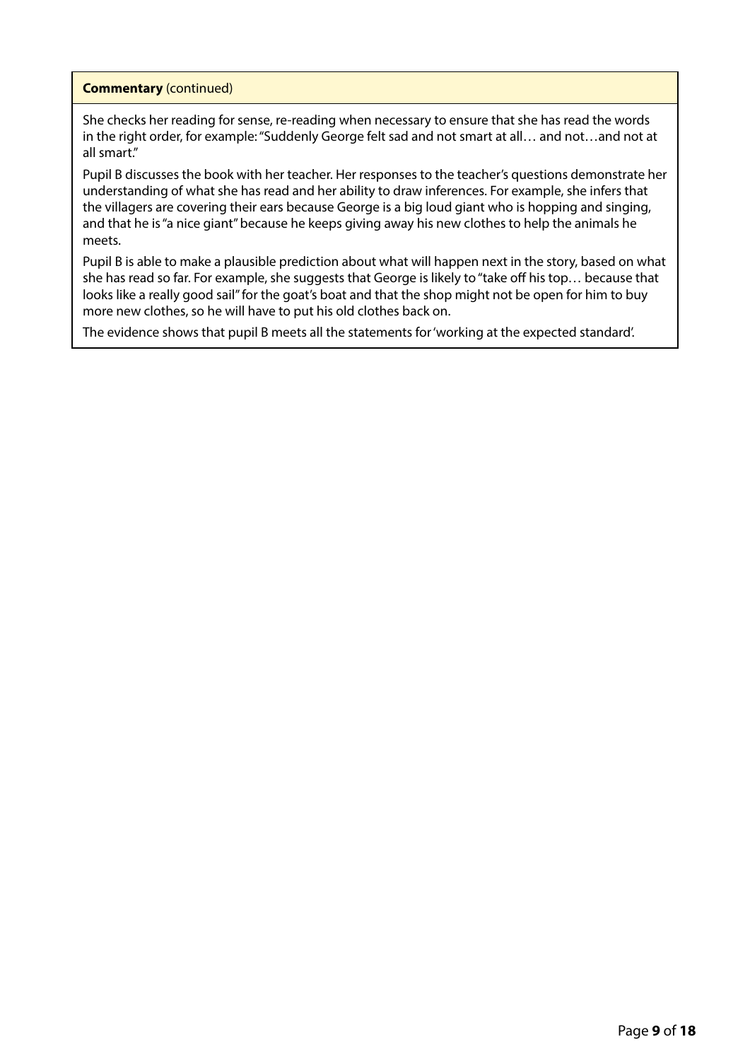**Commentary** (continued)

She checks her reading for sense, re-reading when necessary to ensure that she has read the words in the right order, for example: "Suddenly George felt sad and not smart at all… and not…and not at all smart."

Pupil B discusses the book with her teacher. Her responses to the teacher's questions demonstrate her understanding of what she has read and her ability to draw inferences. For example, she infers that the villagers are covering their ears because George is a big loud giant who is hopping and singing, and that he is "a nice giant" because he keeps giving away his new clothes to help the animals he meets.

Pupil B is able to make a plausible prediction about what will happen next in the story, based on what she has read so far. For example, she suggests that George is likely to "take off his top… because that looks like a really good sail" for the goat's boat and that the shop might not be open for him to buy more new clothes, so he will have to put his old clothes back on.

The evidence shows that pupil B meets all the statements for 'working at the expected standard'.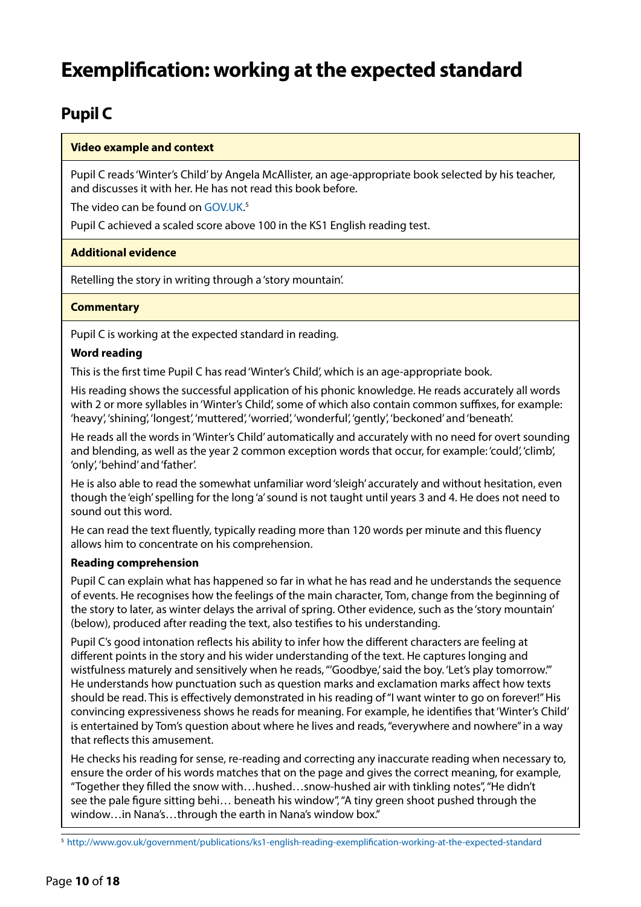# Exemplification: working at the expected standard

## Pupil C

**Video example and context**

Pupil C reads 'Winter's Child' by Angela McAllister, an age-appropriate book selected by his teacher, and discusses it with her. He has not read this book before.

The video can be found on GOV.UK.[5]

Pupil C achieved a scaled score above 100 in the KS1 English reading test.

**Additional evidence**

Retelling the story in writing through a 'story mountain'.

**Commentary**

Pupil C is working at the expected standard in reading.

**Word reading**

This is the first time Pupil C has read 'Winter's Child', which is an age-appropriate book.

His reading shows the successful application of his phonic knowledge. He reads accurately all words with 2 or more syllables in 'Winter's Child', some of which also contain common suffixes, for example: 'heavy', 'shining', 'longest', 'muttered', 'worried', 'wonderful', 'gently', 'beckoned' and 'beneath'.

He reads all the words in 'Winter's Child' automatically and accurately with no need for overt sounding and blending, as well as the year 2 common exception words that occur, for example: 'could', 'climb', 'only', 'behind' and 'father'.

He is also able to read the somewhat unfamiliar word 'sleigh' accurately and without hesitation, even though the 'eigh' spelling for the long 'a' sound is not taught until years 3 and 4. He does not need to sound out this word.

He can read the text fluently, typically reading more than 120 words per minute and this fluency allows him to concentrate on his comprehension.

**Reading comprehension**

Pupil C can explain what has happened so far in what he has read and he understands the sequence of events. He recognises how the feelings of the main character, Tom, change from the beginning of the story to later, as winter delays the arrival of spring. Other evidence, such as the 'story mountain' (below), produced after reading the text, also testifies to his understanding.

Pupil C's good intonation reflects his ability to infer how the different characters are feeling at different points in the story and his wider understanding of the text. He captures longing and wistfulness maturely and sensitively when he reads, "'Goodbye,' said the boy. 'Let's play tomorrow.'" He understands how punctuation such as question marks and exclamation marks affect how texts should be read. This is effectively demonstrated in his reading of "I want winter to go on forever!" His convincing expressiveness shows he reads for meaning. For example, he identifies that 'Winter's Child' is entertained by Tom's question about where he lives and reads, "everywhere and nowhere" in a way that reflects this amusement.

He checks his reading for sense, re-reading and correcting any inaccurate reading when necessary to, ensure the order of his words matches that on the page and gives the correct meaning, for example, "Together they filled the snow with…hushed…snow-hushed air with tinkling notes", "He didn't see the pale figure sitting behi… beneath his window", "A tiny green shoot pushed through the window…in Nana's…through the earth in Nana's window box."

[5] http://www.gov.uk/government/publications/ks1-english-reading-exemplification-working-at-the-expected-standard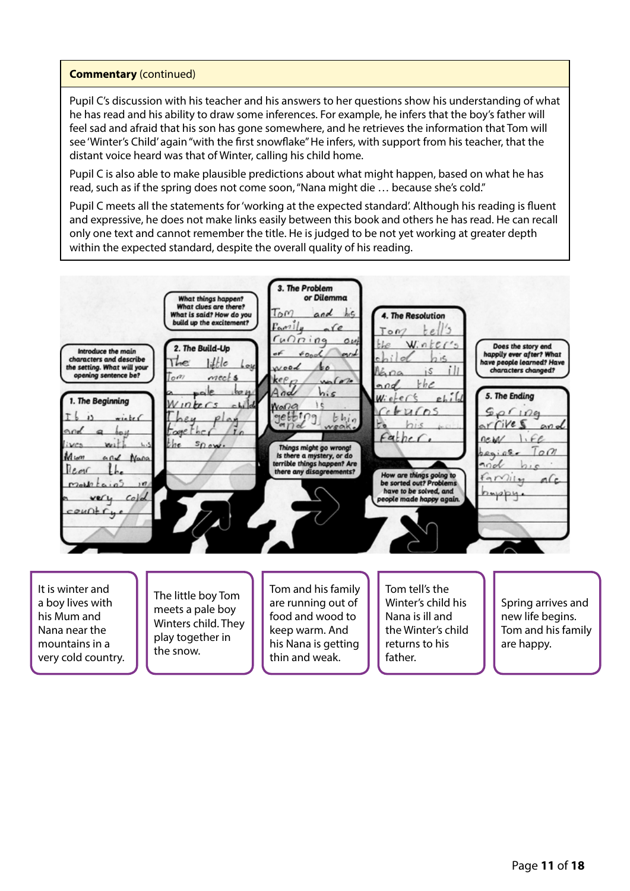**Commentary** (continued)

Pupil C's discussion with his teacher and his answers to her questions show his understanding of what he has read and his ability to draw some inferences. For example, he infers that the boy's father will feel sad and afraid that his son has gone somewhere, and he retrieves the information that Tom will see 'Winter's Child' again "with the first snowflake" He infers, with support from his teacher, that the distant voice heard was that of Winter, calling his child home.

Pupil C is also able to make plausible predictions about what might happen, based on what he has read, such as if the spring does not come soon, "Nana might die … because she's cold."

Pupil C meets all the statements for 'working at the expected standard'. Although his reading is fluent and expressive, he does not make links easily between this book and others he has read. He can recall only one text and cannot remember the title. He is judged to be not yet working at greater depth within the expected standard, despite the overall quality of his reading.

Introduce the main characters and describe the setting. What will your opening sentence be?

**1. The Beginning**

It is winter and a boy lives with his Mum and Nana near the mountains in a very cold country.

What things happen? What clues are there? What is said? How do you build up the excitement?

**2. The Build-Up**

The little boy Tom meets a pale boy Winters child. They play together in the snow.

**3. The Problem or Dilemma**

Tom and his family are running out of food and wood to keep warm. And his Nana is getting thin and weak.

Things might go wrong! Is there a mystery, or do terrible things happen? Are there any disagreements?

**4. The Resolution**

Tom tell's the Winter's child his Nana is ill and the Winter's child returns to his father.

How are things going to be sorted out? Problems have to be solved, and people made happy again.

Does the story end happily ever after? What have people learned? Have characters changed?

**5. The Ending**

Spring arrives and new life begins. Tom and his family are happy.

| It is winter and a boy lives with his Mum and Nana near the mountains in a very cold country. | The little boy Tom meets a pale boy Winters child. They play together in the snow. | Tom and his family are running out of food and wood to keep warm. And his Nana is getting thin and weak. | Tom tell's the Winter's child his Nana is ill and the Winter's child returns to his father. | Spring arrives and new life begins. Tom and his family are happy. |
|---|---|---|---|---|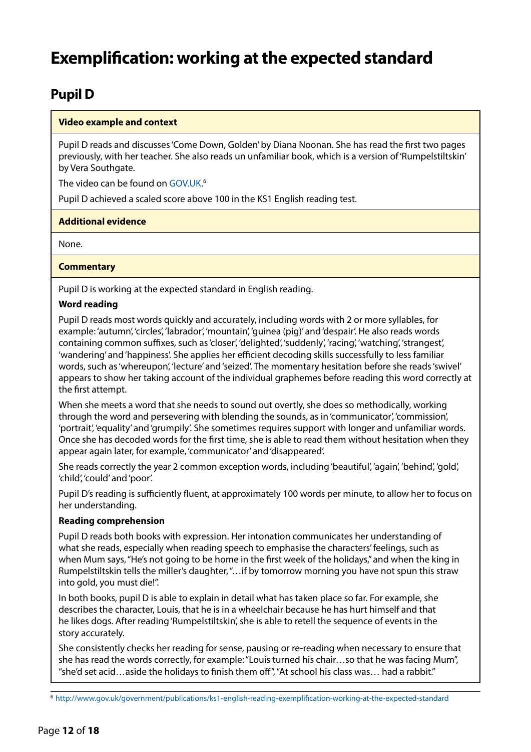# Exemplification: working at the expected standard

## Pupil D

**Video example and context**

Pupil D reads and discusses 'Come Down, Golden' by Diana Noonan. She has read the first two pages previously, with her teacher. She also reads un unfamiliar book, which is a version of 'Rumpelstiltskin' by Vera Southgate.

The video can be found on GOV.UK.[6]

Pupil D achieved a scaled score above 100 in the KS1 English reading test.

**Additional evidence**

None.

**Commentary**

Pupil D is working at the expected standard in English reading.

**Word reading**

Pupil D reads most words quickly and accurately, including words with 2 or more syllables, for example: 'autumn', 'circles', 'labrador', 'mountain', 'guinea (pig)' and 'despair'. He also reads words containing common suffixes, such as 'closer', 'delighted', 'suddenly', 'racing', 'watching', 'strangest', 'wandering' and 'happiness'. She applies her efficient decoding skills successfully to less familiar words, such as 'whereupon', 'lecture' and 'seized'. The momentary hesitation before she reads 'swivel' appears to show her taking account of the individual graphemes before reading this word correctly at the first attempt.

When she meets a word that she needs to sound out overtly, she does so methodically, working through the word and persevering with blending the sounds, as in 'communicator', 'commission', 'portrait', 'equality' and 'grumpily'. She sometimes requires support with longer and unfamiliar words. Once she has decoded words for the first time, she is able to read them without hesitation when they appear again later, for example, 'communicator' and 'disappeared'.

She reads correctly the year 2 common exception words, including 'beautiful', 'again', 'behind', 'gold', 'child', 'could' and 'poor'.

Pupil D's reading is sufficiently fluent, at approximately 100 words per minute, to allow her to focus on her understanding.

**Reading comprehension**

Pupil D reads both books with expression. Her intonation communicates her understanding of what she reads, especially when reading speech to emphasise the characters' feelings, such as when Mum says, "He's not going to be home in the first week of the holidays," and when the king in Rumpelstiltskin tells the miller's daughter, "…if by tomorrow morning you have not spun this straw into gold, you must die!".

In both books, pupil D is able to explain in detail what has taken place so far. For example, she describes the character, Louis, that he is in a wheelchair because he has hurt himself and that he likes dogs. After reading 'Rumpelstiltskin', she is able to retell the sequence of events in the story accurately.

She consistently checks her reading for sense, pausing or re-reading when necessary to ensure that she has read the words correctly, for example: "Louis turned his chair…so that he was facing Mum", "she'd set acid…aside the holidays to finish them off", "At school his class was… had a rabbit."

[6] http://www.gov.uk/government/publications/ks1-english-reading-exemplification-working-at-the-expected-standard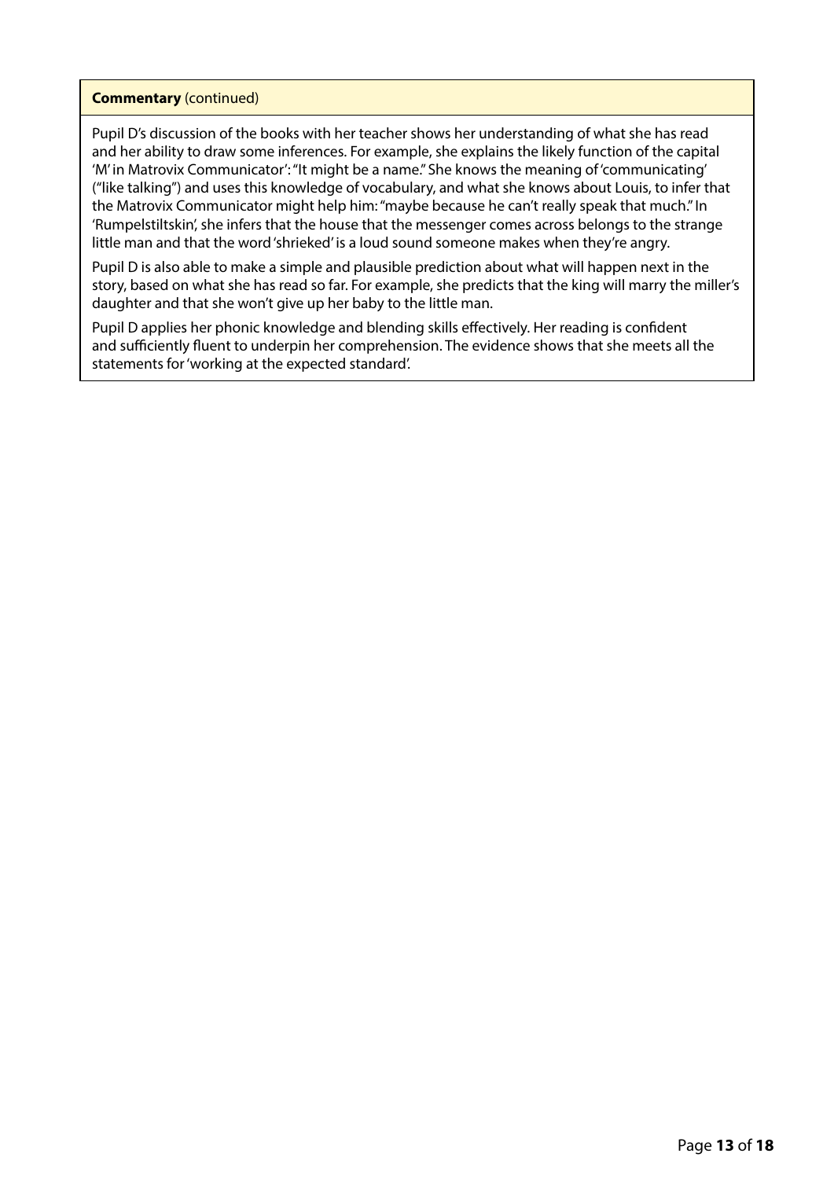**Commentary** (continued)

Pupil D's discussion of the books with her teacher shows her understanding of what she has read and her ability to draw some inferences. For example, she explains the likely function of the capital 'M' in Matrovix Communicator': "It might be a name." She knows the meaning of 'communicating' ("like talking") and uses this knowledge of vocabulary, and what she knows about Louis, to infer that the Matrovix Communicator might help him: "maybe because he can't really speak that much." In 'Rumpelstiltskin', she infers that the house that the messenger comes across belongs to the strange little man and that the word 'shrieked' is a loud sound someone makes when they're angry.

Pupil D is also able to make a simple and plausible prediction about what will happen next in the story, based on what she has read so far. For example, she predicts that the king will marry the miller's daughter and that she won't give up her baby to the little man.

Pupil D applies her phonic knowledge and blending skills effectively. Her reading is confident and sufficiently fluent to underpin her comprehension. The evidence shows that she meets all the statements for 'working at the expected standard'.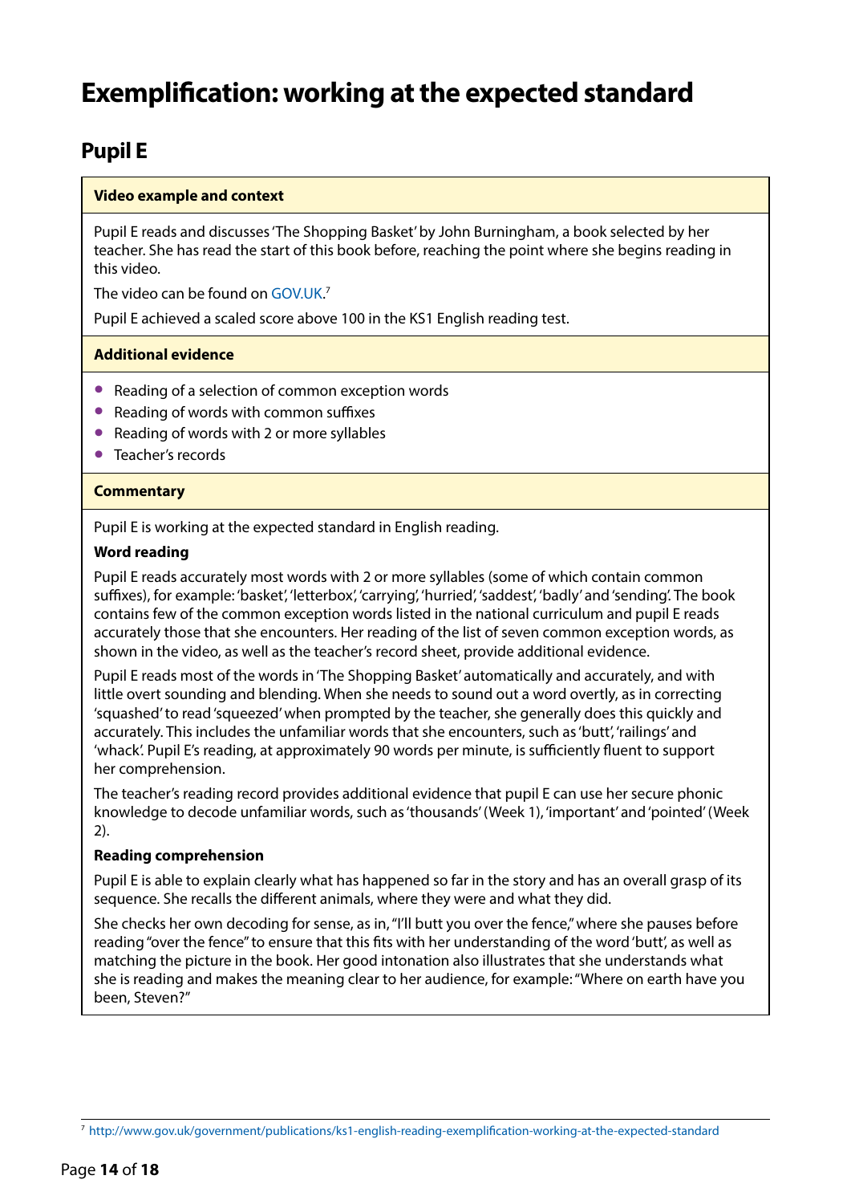# Exemplification: working at the expected standard

## Pupil E

**Video example and context**

Pupil E reads and discusses 'The Shopping Basket' by John Burningham, a book selected by her teacher. She has read the start of this book before, reaching the point where she begins reading in this video.

The video can be found on GOV.UK.[7]

Pupil E achieved a scaled score above 100 in the KS1 English reading test.

**Additional evidence**

- Reading of a selection of common exception words
- Reading of words with common suffixes
- Reading of words with 2 or more syllables
- Teacher's records

**Commentary**

Pupil E is working at the expected standard in English reading.

**Word reading**

Pupil E reads accurately most words with 2 or more syllables (some of which contain common suffixes), for example: 'basket', 'letterbox', 'carrying', 'hurried', 'saddest', 'badly' and 'sending'. The book contains few of the common exception words listed in the national curriculum and pupil E reads accurately those that she encounters. Her reading of the list of seven common exception words, as shown in the video, as well as the teacher's record sheet, provide additional evidence.

Pupil E reads most of the words in 'The Shopping Basket' automatically and accurately, and with little overt sounding and blending. When she needs to sound out a word overtly, as in correcting 'squashed' to read 'squeezed' when prompted by the teacher, she generally does this quickly and accurately. This includes the unfamiliar words that she encounters, such as 'butt', 'railings' and 'whack'. Pupil E's reading, at approximately 90 words per minute, is sufficiently fluent to support her comprehension.

The teacher's reading record provides additional evidence that pupil E can use her secure phonic knowledge to decode unfamiliar words, such as 'thousands' (Week 1), 'important' and 'pointed' (Week 2).

**Reading comprehension**

Pupil E is able to explain clearly what has happened so far in the story and has an overall grasp of its sequence. She recalls the different animals, where they were and what they did.

She checks her own decoding for sense, as in, "I'll butt you over the fence," where she pauses before reading "over the fence" to ensure that this fits with her understanding of the word 'butt', as well as matching the picture in the book. Her good intonation also illustrates that she understands what she is reading and makes the meaning clear to her audience, for example: "Where on earth have you been, Steven?"

---

[7] http://www.gov.uk/government/publications/ks1-english-reading-exemplification-working-at-the-expected-standard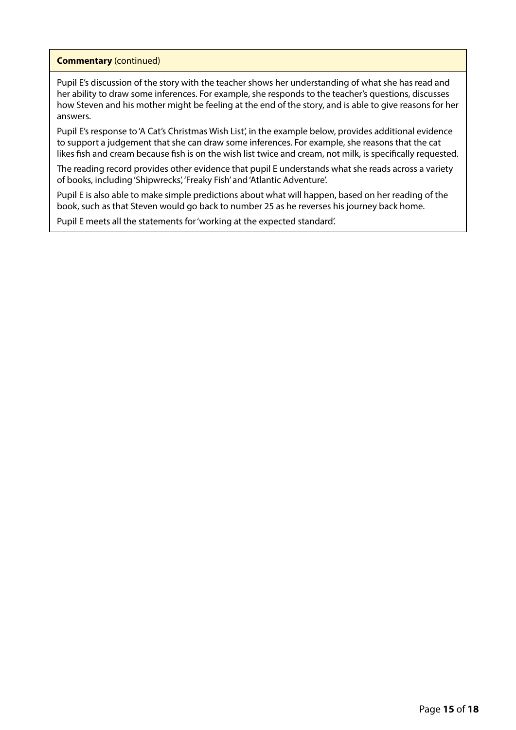**Commentary** (continued)

Pupil E's discussion of the story with the teacher shows her understanding of what she has read and her ability to draw some inferences. For example, she responds to the teacher's questions, discusses how Steven and his mother might be feeling at the end of the story, and is able to give reasons for her answers.

Pupil E's response to 'A Cat's Christmas Wish List', in the example below, provides additional evidence to support a judgement that she can draw some inferences. For example, she reasons that the cat likes fish and cream because fish is on the wish list twice and cream, not milk, is specifically requested.

The reading record provides other evidence that pupil E understands what she reads across a variety of books, including 'Shipwrecks', 'Freaky Fish' and 'Atlantic Adventure'.

Pupil E is also able to make simple predictions about what will happen, based on her reading of the book, such as that Steven would go back to number 25 as he reverses his journey back home.

Pupil E meets all the statements for 'working at the expected standard'.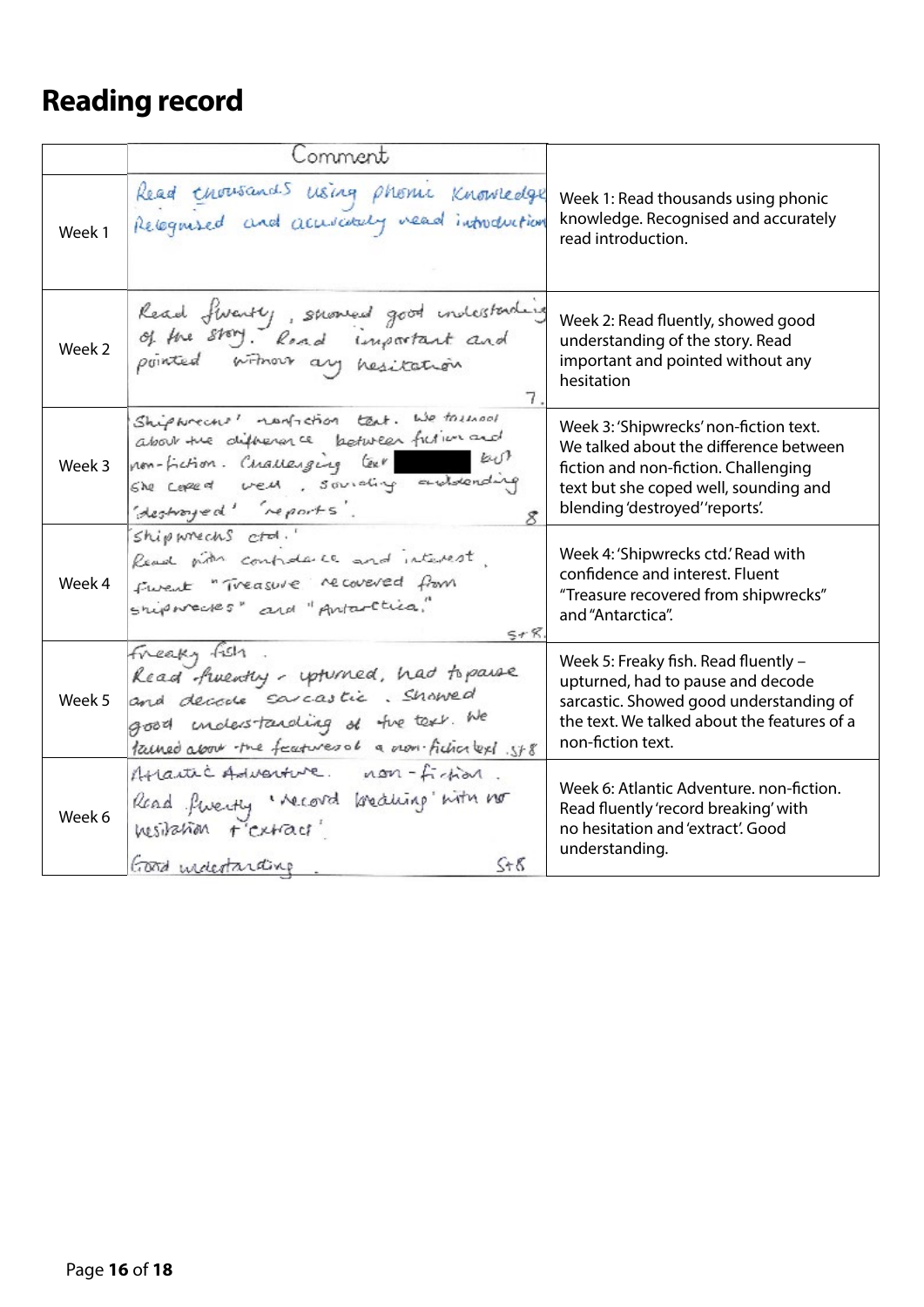# Reading record

| | Comment | |
|---|---|---|
| Week 1 | Read thousands using phonic knowledge Recognised and accurately read introduction | Week 1: Read thousands using phonic knowledge. Recognised and accurately read introduction. |
| Week 2 | Read fluently, showed good understanding of the story. Read important and pointed without any hesitation 7. | Week 2: Read fluently, showed good understanding of the story. Read important and pointed without any hesitation |
| Week 3 | 'Shipwrecks' non-fiction text. We talked about the difference between fiction and non-fiction. Challenging text ████ but she coped well, sounding and blending 'destroyed' 'reports'. 8 | Week 3: 'Shipwrecks' non-fiction text. We talked about the difference between fiction and non-fiction. Challenging text but she coped well, sounding and blending 'destroyed' 'reports'. |
| Week 4 | 'Shipwrecks ctd.' Read with confidence and interest. Fluent "Treasure recovered from shipwrecks" and "Antarctica." S+R. | Week 4: 'Shipwrecks ctd.' Read with confidence and interest. Fluent "Treasure recovered from shipwrecks" and "Antarctica". |
| Week 5 | Freaky fish. Read fluently - upturned, had to pause and decode sarcastic. Showed good understanding of the text. We talked about the features of a non-fiction text. S+8 | Week 5: Freaky fish. Read fluently – upturned, had to pause and decode sarcastic. Showed good understanding of the text. We talked about the features of a non-fiction text. |
| Week 6 | Atlantic Adventure. non-fiction. Read fluently 'record breaking' with no hesitation + 'extract'. Good understanding. S+8 | Week 6: Atlantic Adventure. non-fiction. Read fluently 'record breaking' with no hesitation and 'extract'. Good understanding. |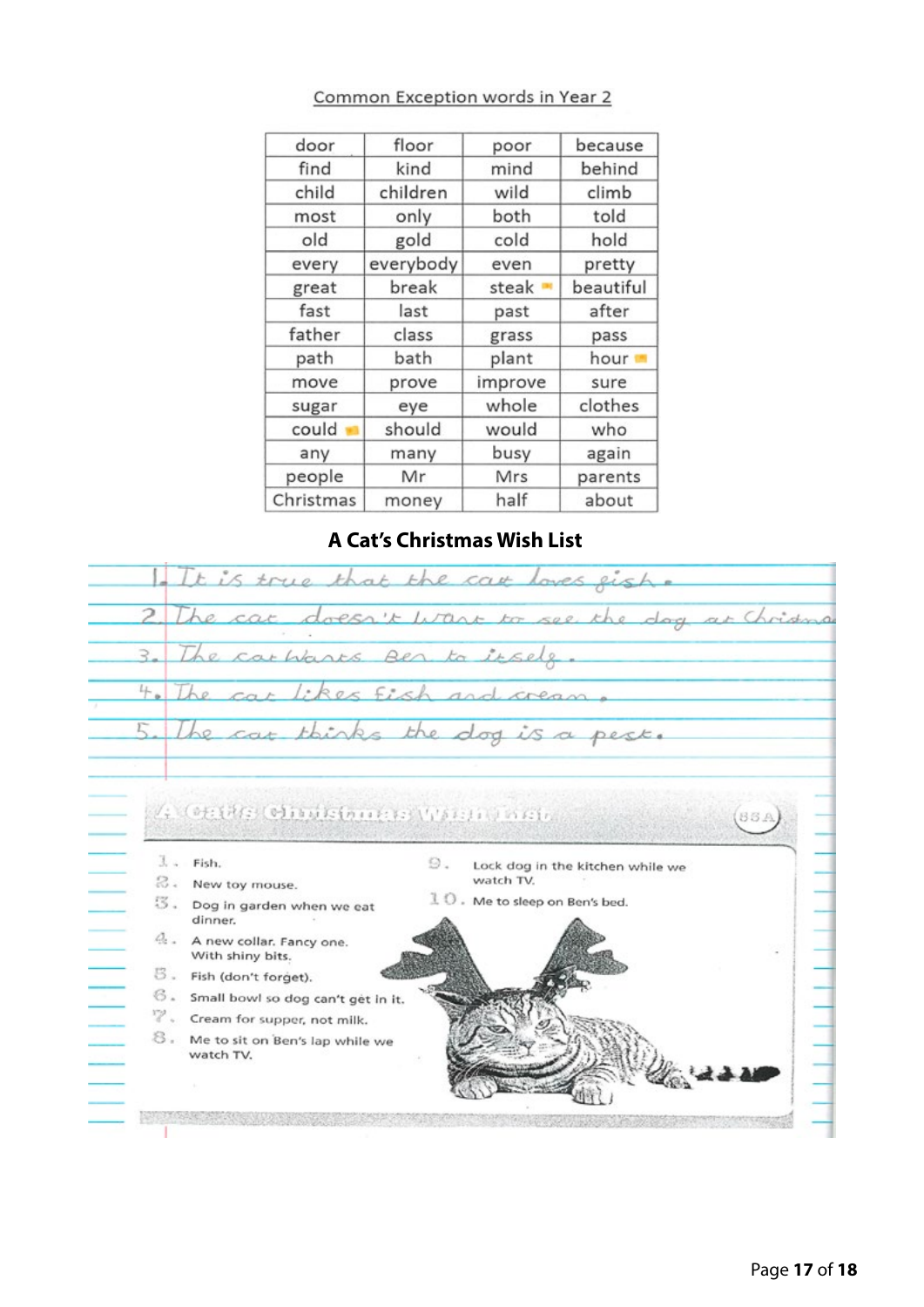Common Exception words in Year 2

| door | floor | poor | because |
|---|---|---|---|
| find | kind | mind | behind |
| child | children | wild | climb |
| most | only | both | told |
| old | gold | cold | hold |
| every | everybody | even | pretty |
| great | break | steak | beautiful |
| fast | last | past | after |
| father | class | grass | pass |
| path | bath | plant | hour |
| move | prove | improve | sure |
| sugar | eye | whole | clothes |
| could | should | would | who |
| any | many | busy | again |
| people | Mr | Mrs | parents |
| Christmas | money | half | about |

## A Cat's Christmas Wish List

1. It is true that the cat loves fish.
2. The cat doesn't want to see the dog at Christma
3. The cat wants Ben to itself.
4. The cat likes fish and cream.
5. The cat thinks the dog is a pest.

A Cat's Christmas Wish List (85A)

1. Fish.
2. New toy mouse.
3. Dog in garden when we eat dinner.
4. A new collar. Fancy one. With shiny bits.
5. Fish (don't forget).
6. Small bowl so dog can't get in it.
7. Cream for supper, not milk.
8. Me to sit on Ben's lap while we watch TV.
9. Lock dog in the kitchen while we watch TV.
10. Me to sleep on Ben's bed.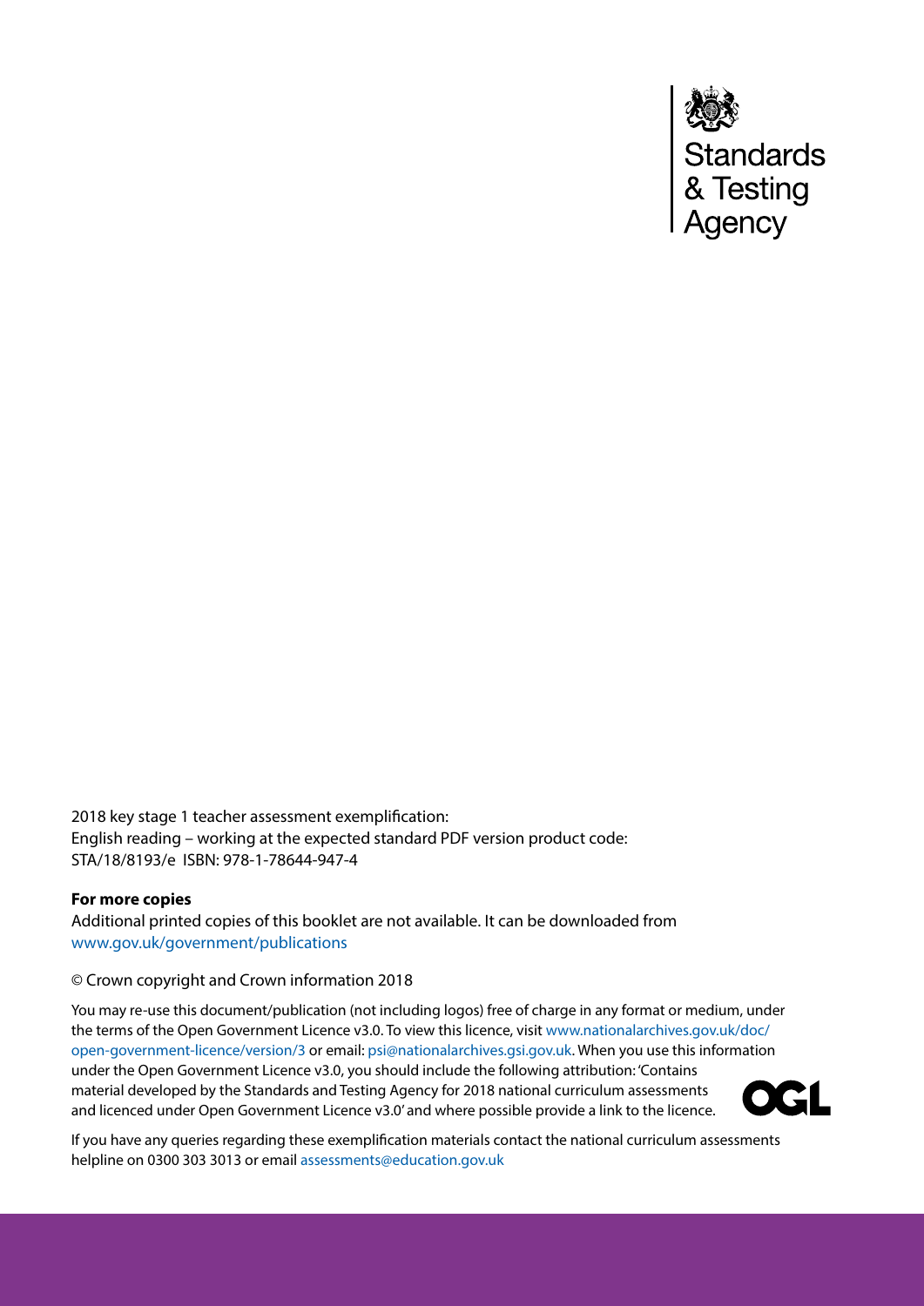Standards & Testing Agency

2018 key stage 1 teacher assessment exemplification:
English reading – working at the expected standard PDF version product code:
STA/18/8193/e ISBN: 978-1-78644-947-4

**For more copies**

Additional printed copies of this booklet are not available. It can be downloaded from www.gov.uk/government/publications

© Crown copyright and Crown information 2018

You may re-use this document/publication (not including logos) free of charge in any format or medium, under the terms of the Open Government Licence v3.0. To view this licence, visit www.nationalarchives.gov.uk/doc/open-government-licence/version/3 or email: psi@nationalarchives.gsi.gov.uk. When you use this information under the Open Government Licence v3.0, you should include the following attribution: 'Contains material developed by the Standards and Testing Agency for 2018 national curriculum assessments and licenced under Open Government Licence v3.0' and where possible provide a link to the licence.

If you have any queries regarding these exemplification materials contact the national curriculum assessments helpline on 0300 303 3013 or email assessments@education.gov.uk